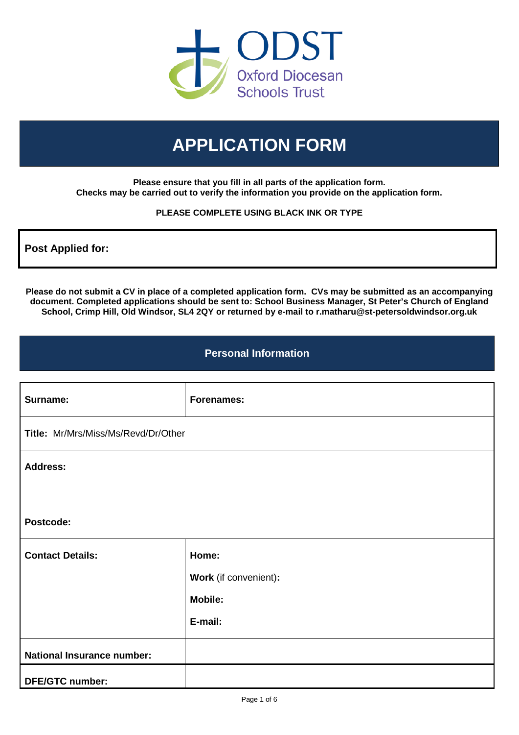ODST
Oxford Diocesan Schools Trust

# APPLICATION FORM

**Please ensure that you fill in all parts of the application form.**
**Checks may be carried out to verify the information you provide on the application form.**

**PLEASE COMPLETE USING BLACK INK OR TYPE**

| **Post Applied for:** |
|---|

**Please do not submit a CV in place of a completed application form. CVs may be submitted as an accompanying document. Completed applications should be sent to: School Business Manager, St Peter's Church of England School, Crimp Hill, Old Windsor, SL4 2QY or returned by e-mail to r.matharu@st-petersoldwindsor.org.uk**

## Personal Information

| **Surname:** | **Forenames:** |
|---|---|
| **Title:** Mr/Mrs/Miss/Ms/Revd/Dr/Other | |
| **Address:**<br><br><br>**Postcode:** | |
| **Contact Details:** | **Home:**<br>**Work** (if convenient)**:**<br>**Mobile:**<br>**E-mail:** |
| **National Insurance number:** | |
| **DFE/GTC number:** | |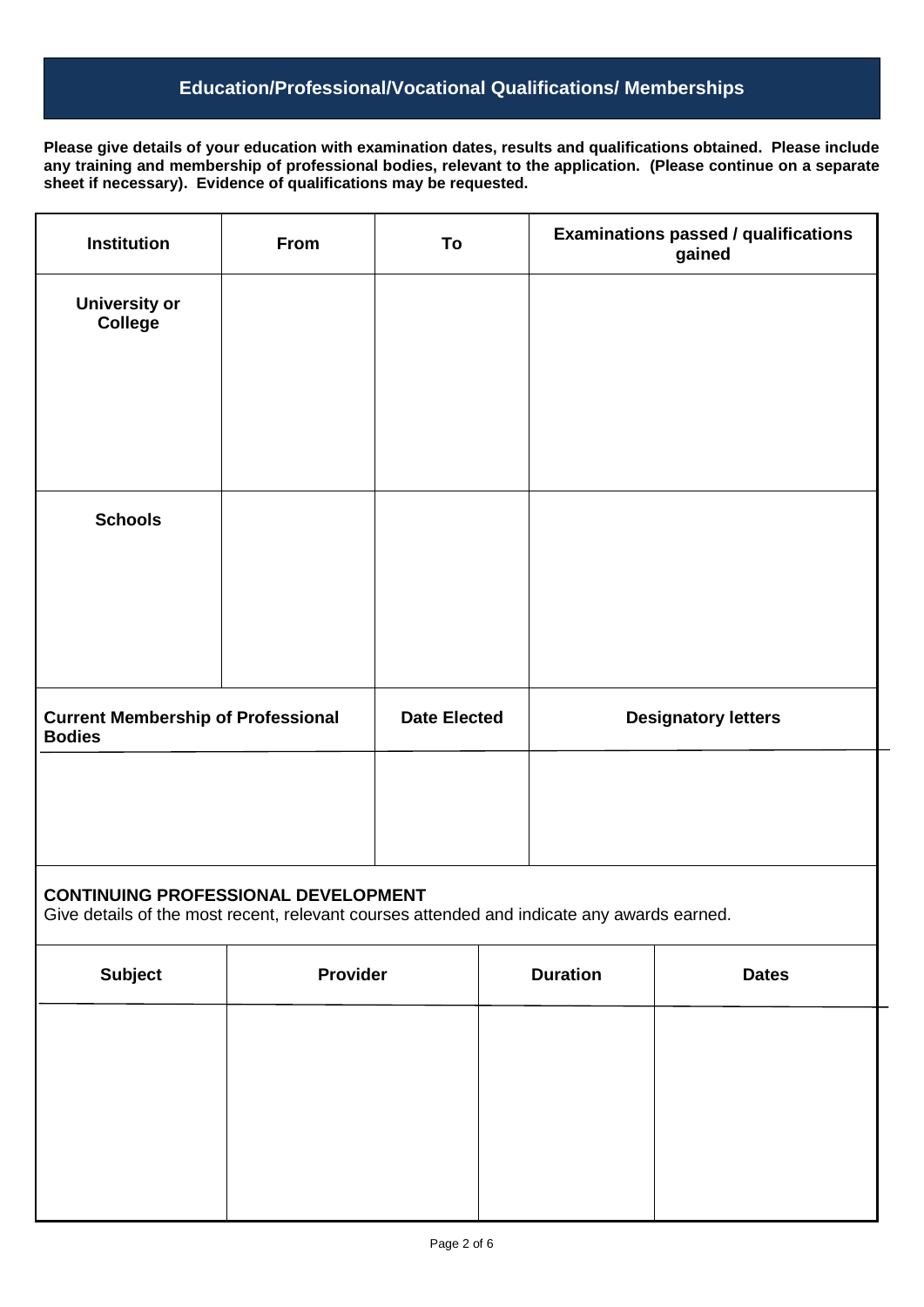## Education/Professional/Vocational Qualifications/ Memberships

**Please give details of your education with examination dates, results and qualifications obtained. Please include any training and membership of professional bodies, relevant to the application. (Please continue on a separate sheet if necessary). Evidence of qualifications may be requested.**

| Institution | From | To | Examinations passed / qualifications gained |
|---|---|---|---|
| **University or College** | | | |
| **Schools** | | | |

| Current Membership of Professional Bodies | Date Elected | Designatory letters |
|---|---|---|
| | | |

**CONTINUING PROFESSIONAL DEVELOPMENT**

Give details of the most recent, relevant courses attended and indicate any awards earned.

| Subject | Provider | Duration | Dates |
|---|---|---|---|
| | | | |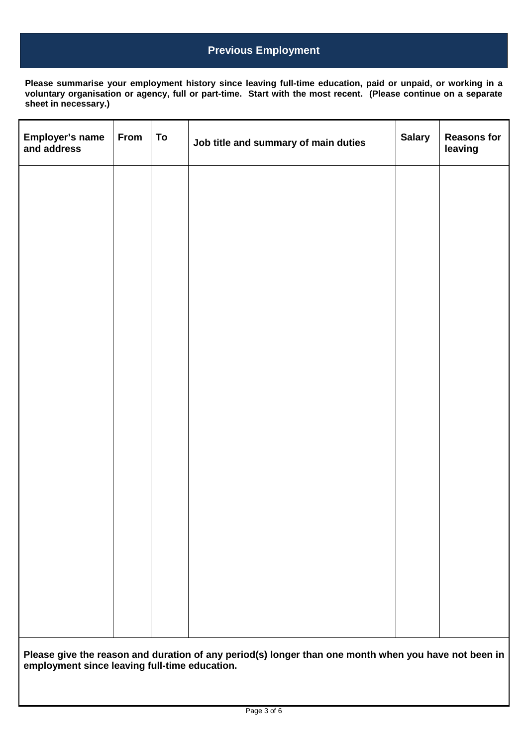## Previous Employment

**Please summarise your employment history since leaving full-time education, paid or unpaid, or working in a voluntary organisation or agency, full or part-time. Start with the most recent. (Please continue on a separate sheet in necessary.)**

| Employer's name and address | From | To | Job title and summary of main duties | Salary | Reasons for leaving |
|---|---|---|---|---|---|
| | | | | | |

**Please give the reason and duration of any period(s) longer than one month when you have not been in employment since leaving full-time education.**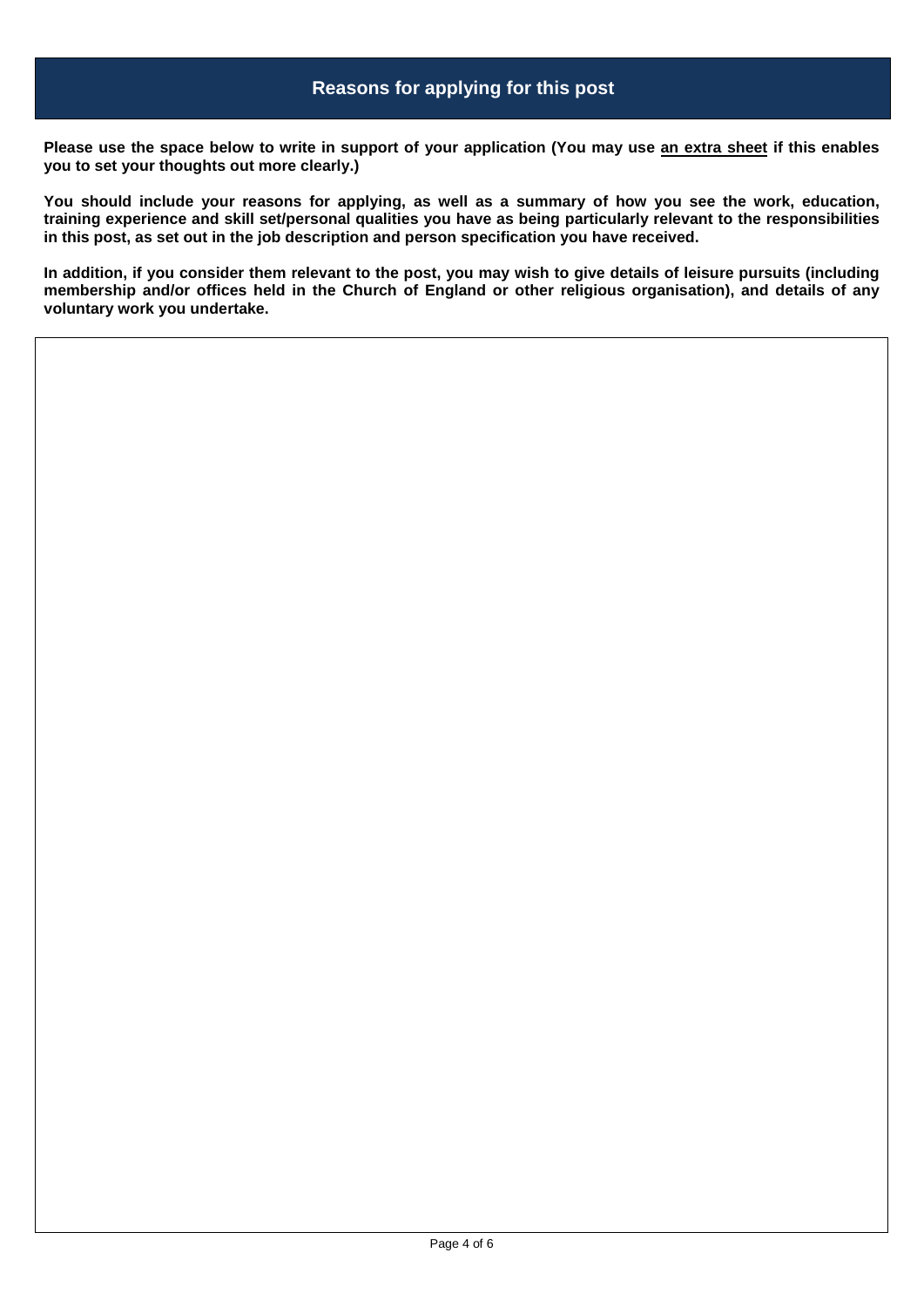## Reasons for applying for this post

**Please use the space below to write in support of your application (You may use an extra sheet if this enables you to set your thoughts out more clearly.)**

**You should include your reasons for applying, as well as a summary of how you see the work, education, training experience and skill set/personal qualities you have as being particularly relevant to the responsibilities in this post, as set out in the job description and person specification you have received.**

**In addition, if you consider them relevant to the post, you may wish to give details of leisure pursuits (including membership and/or offices held in the Church of England or other religious organisation), and details of any voluntary work you undertake.**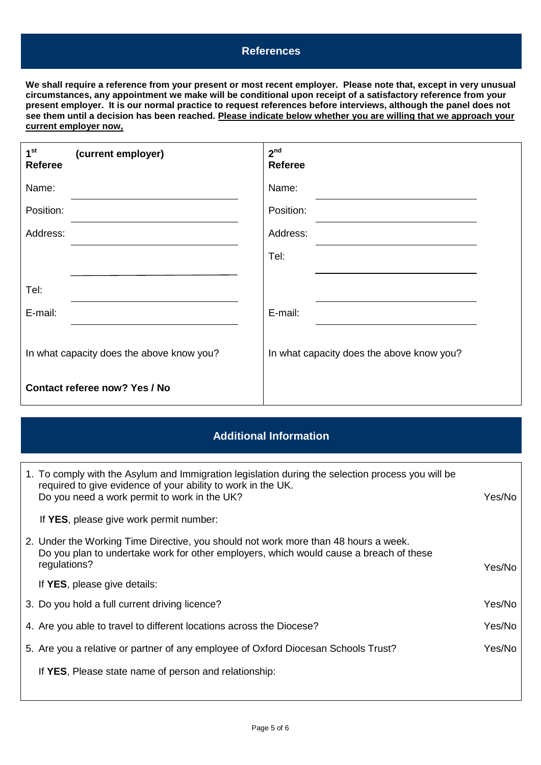## References

**We shall require a reference from your present or most recent employer. Please note that, except in very unusual circumstances, any appointment we make will be conditional upon receipt of a satisfactory reference from your present employer. It is our normal practice to request references before interviews, although the panel does not see them until a decision has been reached. <u>Please indicate below whether you are willing that we approach your current employer now,</u>**

| **1[st] Referee (current employer)** | **2[nd] Referee** |
|---|---|
| Name: | Name: |
| Position: | Position: |
| Address: | Address: |
| | Tel: |
| Tel: | |
| E-mail: | E-mail: |
| In what capacity does the above know you? | In what capacity does the above know you? |
| **Contact referee now? Yes / No** | |

## Additional Information

1. To comply with the Asylum and Immigration legislation during the selection process you will be required to give evidence of your ability to work in the UK.
   Do you need a work permit to work in the UK? Yes/No

   If **YES**, please give work permit number:

2. Under the Working Time Directive, you should not work more than 48 hours a week.
   Do you plan to undertake work for other employers, which would cause a breach of these regulations? Yes/No

   If **YES**, please give details:

3. Do you hold a full current driving licence? Yes/No

4. Are you able to travel to different locations across the Diocese? Yes/No

5. Are you a relative or partner of any employee of Oxford Diocesan Schools Trust? Yes/No

   If **YES**, Please state name of person and relationship: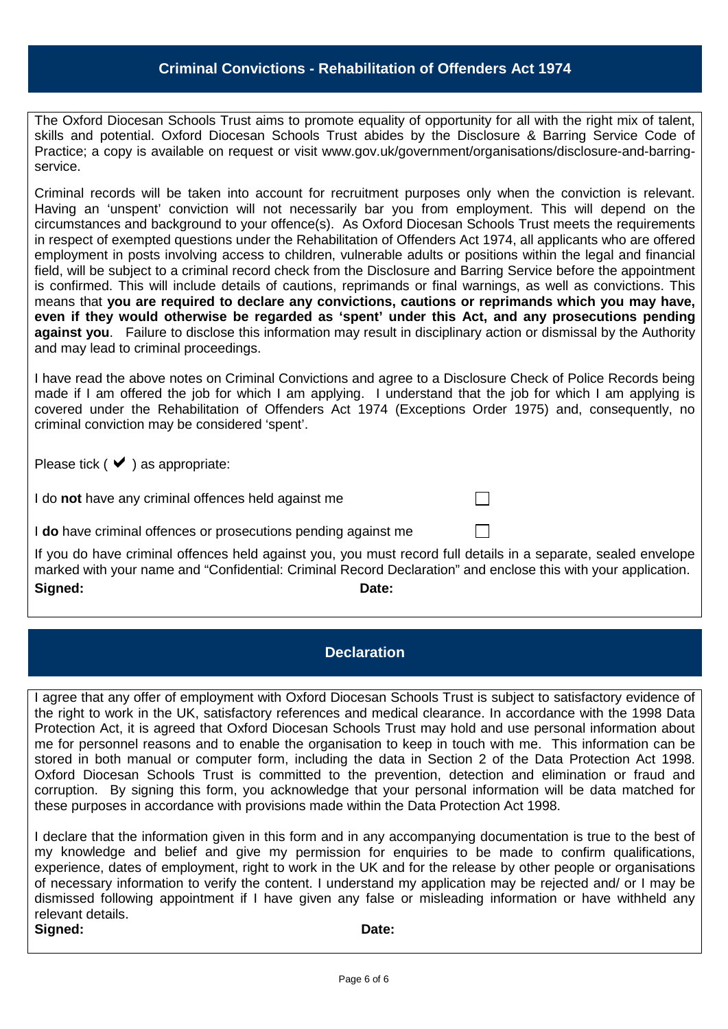## Criminal Convictions - Rehabilitation of Offenders Act 1974

The Oxford Diocesan Schools Trust aims to promote equality of opportunity for all with the right mix of talent, skills and potential. Oxford Diocesan Schools Trust abides by the Disclosure & Barring Service Code of Practice; a copy is available on request or visit www.gov.uk/government/organisations/disclosure-and-barring-service.

Criminal records will be taken into account for recruitment purposes only when the conviction is relevant. Having an 'unspent' conviction will not necessarily bar you from employment. This will depend on the circumstances and background to your offence(s). As Oxford Diocesan Schools Trust meets the requirements in respect of exempted questions under the Rehabilitation of Offenders Act 1974, all applicants who are offered employment in posts involving access to children, vulnerable adults or positions within the legal and financial field, will be subject to a criminal record check from the Disclosure and Barring Service before the appointment is confirmed. This will include details of cautions, reprimands or final warnings, as well as convictions. This means that **you are required to declare any convictions, cautions or reprimands which you may have, even if they would otherwise be regarded as 'spent' under this Act, and any prosecutions pending against you**. Failure to disclose this information may result in disciplinary action or dismissal by the Authority and may lead to criminal proceedings.

I have read the above notes on Criminal Convictions and agree to a Disclosure Check of Police Records being made if I am offered the job for which I am applying. I understand that the job for which I am applying is covered under the Rehabilitation of Offenders Act 1974 (Exceptions Order 1975) and, consequently, no criminal conviction may be considered 'spent'.

Please tick ( ✔ ) as appropriate:

I do **not** have any criminal offences held against me ☐

I **do** have criminal offences or prosecutions pending against me ☐

If you do have criminal offences held against you, you must record full details in a separate, sealed envelope marked with your name and "Confidential: Criminal Record Declaration" and enclose this with your application.

**Signed:** **Date:**

## Declaration

I agree that any offer of employment with Oxford Diocesan Schools Trust is subject to satisfactory evidence of the right to work in the UK, satisfactory references and medical clearance. In accordance with the 1998 Data Protection Act, it is agreed that Oxford Diocesan Schools Trust may hold and use personal information about me for personnel reasons and to enable the organisation to keep in touch with me. This information can be stored in both manual or computer form, including the data in Section 2 of the Data Protection Act 1998. Oxford Diocesan Schools Trust is committed to the prevention, detection and elimination or fraud and corruption. By signing this form, you acknowledge that your personal information will be data matched for these purposes in accordance with provisions made within the Data Protection Act 1998.

I declare that the information given in this form and in any accompanying documentation is true to the best of my knowledge and belief and give my permission for enquiries to be made to confirm qualifications, experience, dates of employment, right to work in the UK and for the release by other people or organisations of necessary information to verify the content. I understand my application may be rejected and/ or I may be dismissed following appointment if I have given any false or misleading information or have withheld any relevant details.

**Signed:** **Date:**